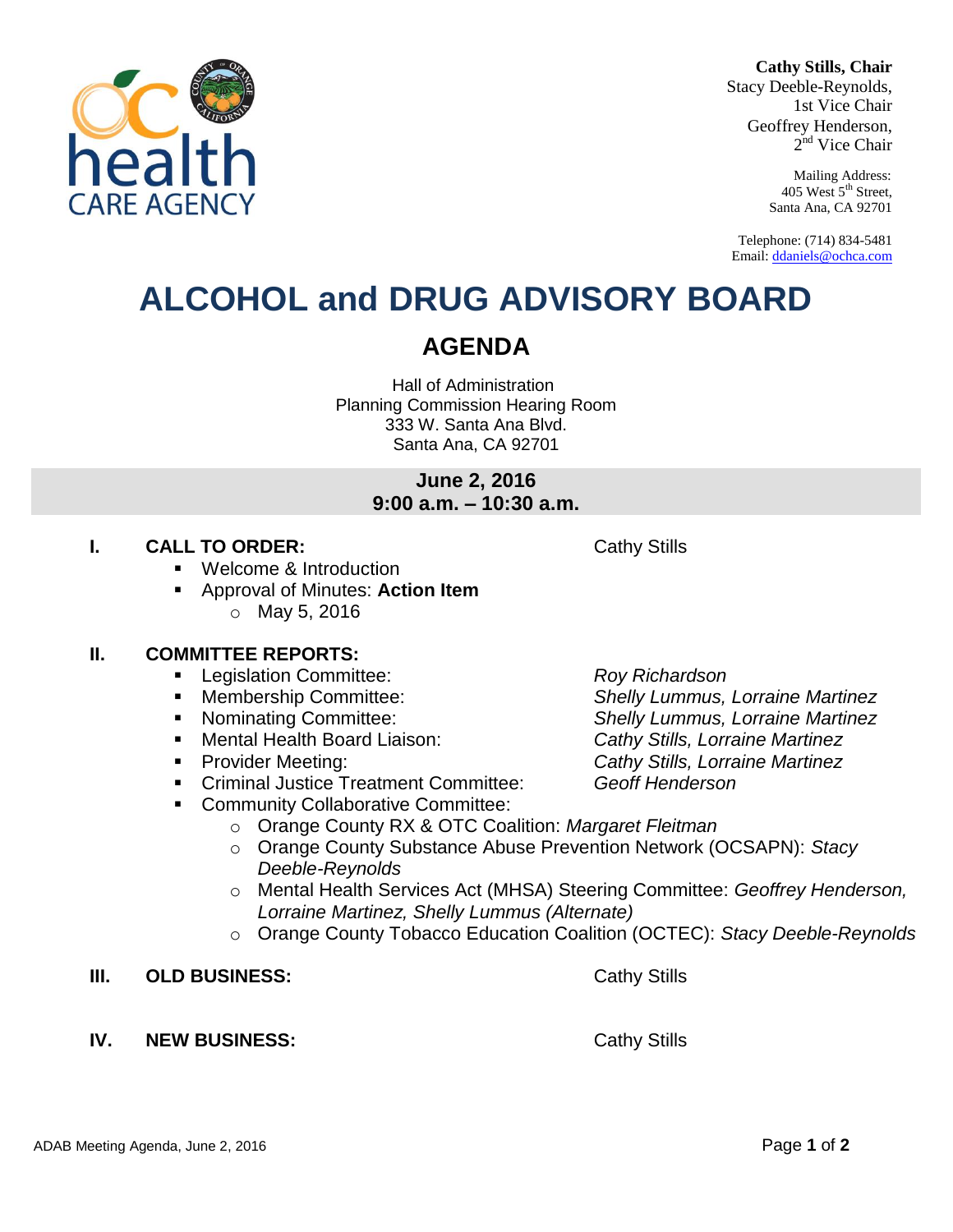**Cathy Stills, Chair**
Stacy Deeble-Reynolds, 1st Vice Chair
Geoffrey Henderson, 2nd Vice Chair

Mailing Address:
405 West 5th Street,
Santa Ana, CA 92701

Telephone: (714) 834-5481
Email: ddaniels@ochca.com

# ALCOHOL and DRUG ADVISORY BOARD

## AGENDA

Hall of Administration
Planning Commission Hearing Room
333 W. Santa Ana Blvd.
Santa Ana, CA 92701

**June 2, 2016**
**9:00 a.m. – 10:30 a.m.**

**I. CALL TO ORDER:** Cathy Stills

- Welcome & Introduction
- Approval of Minutes: **Action Item**
  - May 5, 2016

**II. COMMITTEE REPORTS:**

- Legislation Committee: *Roy Richardson*
- Membership Committee: *Shelly Lummus, Lorraine Martinez*
- Nominating Committee: *Shelly Lummus, Lorraine Martinez*
- Mental Health Board Liaison: *Cathy Stills, Lorraine Martinez*
- Provider Meeting: *Cathy Stills, Lorraine Martinez*
- Criminal Justice Treatment Committee: *Geoff Henderson*
- Community Collaborative Committee:
  - Orange County RX & OTC Coalition: *Margaret Fleitman*
  - Orange County Substance Abuse Prevention Network (OCSAPN): *Stacy Deeble-Reynolds*
  - Mental Health Services Act (MHSA) Steering Committee: *Geoffrey Henderson, Lorraine Martinez, Shelly Lummus (Alternate)*
  - Orange County Tobacco Education Coalition (OCTEC): *Stacy Deeble-Reynolds*

**III. OLD BUSINESS:** Cathy Stills

**IV. NEW BUSINESS:** Cathy Stills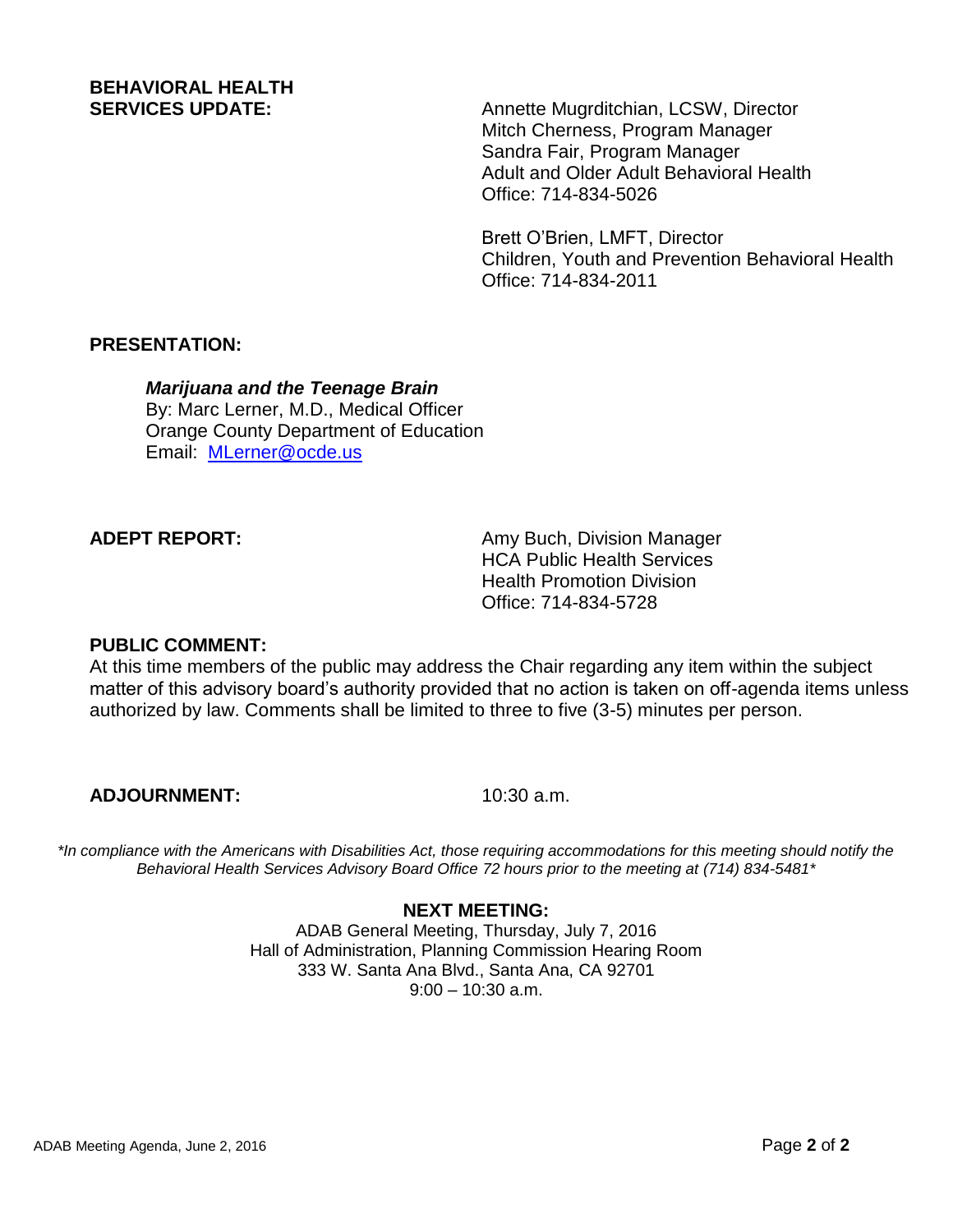**BEHAVIORAL HEALTH SERVICES UPDATE:**

Annette Mugrditchian, LCSW, Director
Mitch Cherness, Program Manager
Sandra Fair, Program Manager
Adult and Older Adult Behavioral Health
Office: 714-834-5026

Brett O'Brien, LMFT, Director
Children, Youth and Prevention Behavioral Health
Office: 714-834-2011

**PRESENTATION:**

***Marijuana and the Teenage Brain***
By: Marc Lerner, M.D., Medical Officer
Orange County Department of Education
Email: [MLerner@ocde.us](mailto:MLerner@ocde.us)

**ADEPT REPORT:**

Amy Buch, Division Manager
HCA Public Health Services
Health Promotion Division
Office: 714-834-5728

**PUBLIC COMMENT:**
At this time members of the public may address the Chair regarding any item within the subject matter of this advisory board's authority provided that no action is taken on off-agenda items unless authorized by law. Comments shall be limited to three to five (3-5) minutes per person.

**ADJOURNMENT:** 10:30 a.m.

*\*In compliance with the Americans with Disabilities Act, those requiring accommodations for this meeting should notify the Behavioral Health Services Advisory Board Office 72 hours prior to the meeting at (714) 834-5481\**

**NEXT MEETING:**
ADAB General Meeting, Thursday, July 7, 2016
Hall of Administration, Planning Commission Hearing Room
333 W. Santa Ana Blvd., Santa Ana, CA 92701
9:00 – 10:30 a.m.